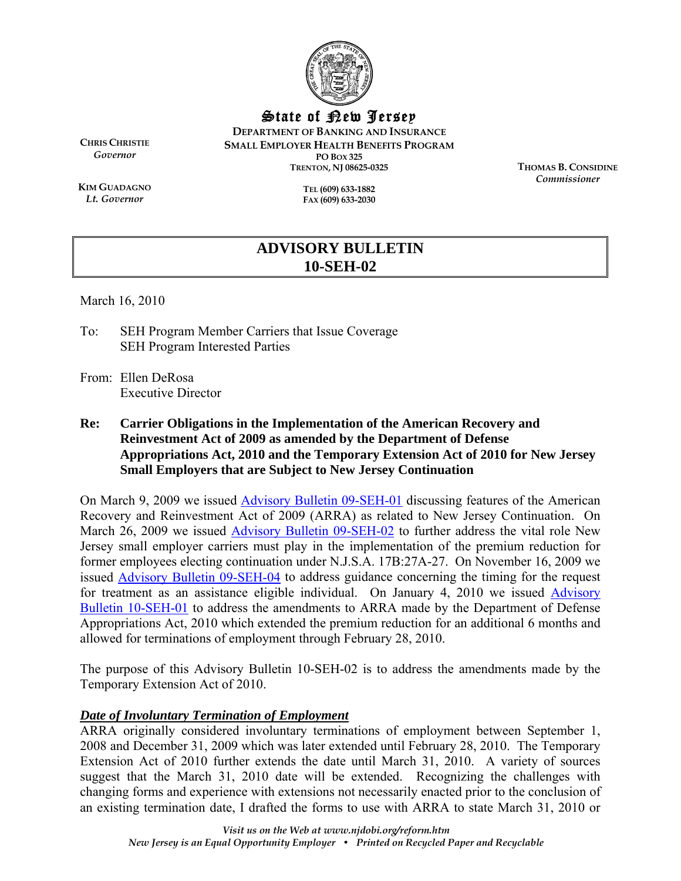# State of New Jersey

**DEPARTMENT OF BANKING AND INSURANCE**
**SMALL EMPLOYER HEALTH BENEFITS PROGRAM**
PO BOX 325
TRENTON, NJ 08625-0325

TEL (609) 633-1882
FAX (609) 633-2030

**CHRIS CHRISTIE**
*Governor*

**KIM GUADAGNO**
*Lt. Governor*

**THOMAS B. CONSIDINE**
*Commissioner*

## ADVISORY BULLETIN 10-SEH-02

March 16, 2010

To: SEH Program Member Carriers that Issue Coverage
SEH Program Interested Parties

From: Ellen DeRosa
Executive Director

**Re: Carrier Obligations in the Implementation of the American Recovery and Reinvestment Act of 2009 as amended by the Department of Defense Appropriations Act, 2010 and the Temporary Extension Act of 2010 for New Jersey Small Employers that are Subject to New Jersey Continuation**

On March 9, 2009 we issued Advisory Bulletin 09-SEH-01 discussing features of the American Recovery and Reinvestment Act of 2009 (ARRA) as related to New Jersey Continuation. On March 26, 2009 we issued Advisory Bulletin 09-SEH-02 to further address the vital role New Jersey small employer carriers must play in the implementation of the premium reduction for former employees electing continuation under N.J.S.A. 17B:27A-27. On November 16, 2009 we issued Advisory Bulletin 09-SEH-04 to address guidance concerning the timing for the request for treatment as an assistance eligible individual. On January 4, 2010 we issued Advisory Bulletin 10-SEH-01 to address the amendments to ARRA made by the Department of Defense Appropriations Act, 2010 which extended the premium reduction for an additional 6 months and allowed for terminations of employment through February 28, 2010.

The purpose of this Advisory Bulletin 10-SEH-02 is to address the amendments made by the Temporary Extension Act of 2010.

***Date of Involuntary Termination of Employment***

ARRA originally considered involuntary terminations of employment between September 1, 2008 and December 31, 2009 which was later extended until February 28, 2010. The Temporary Extension Act of 2010 further extends the date until March 31, 2010. A variety of sources suggest that the March 31, 2010 date will be extended. Recognizing the challenges with changing forms and experience with extensions not necessarily enacted prior to the conclusion of an existing termination date, I drafted the forms to use with ARRA to state March 31, 2010 or

*Visit us on the Web at www.njdobi.org/reform.htm*
*New Jersey is an Equal Opportunity Employer • Printed on Recycled Paper and Recyclable*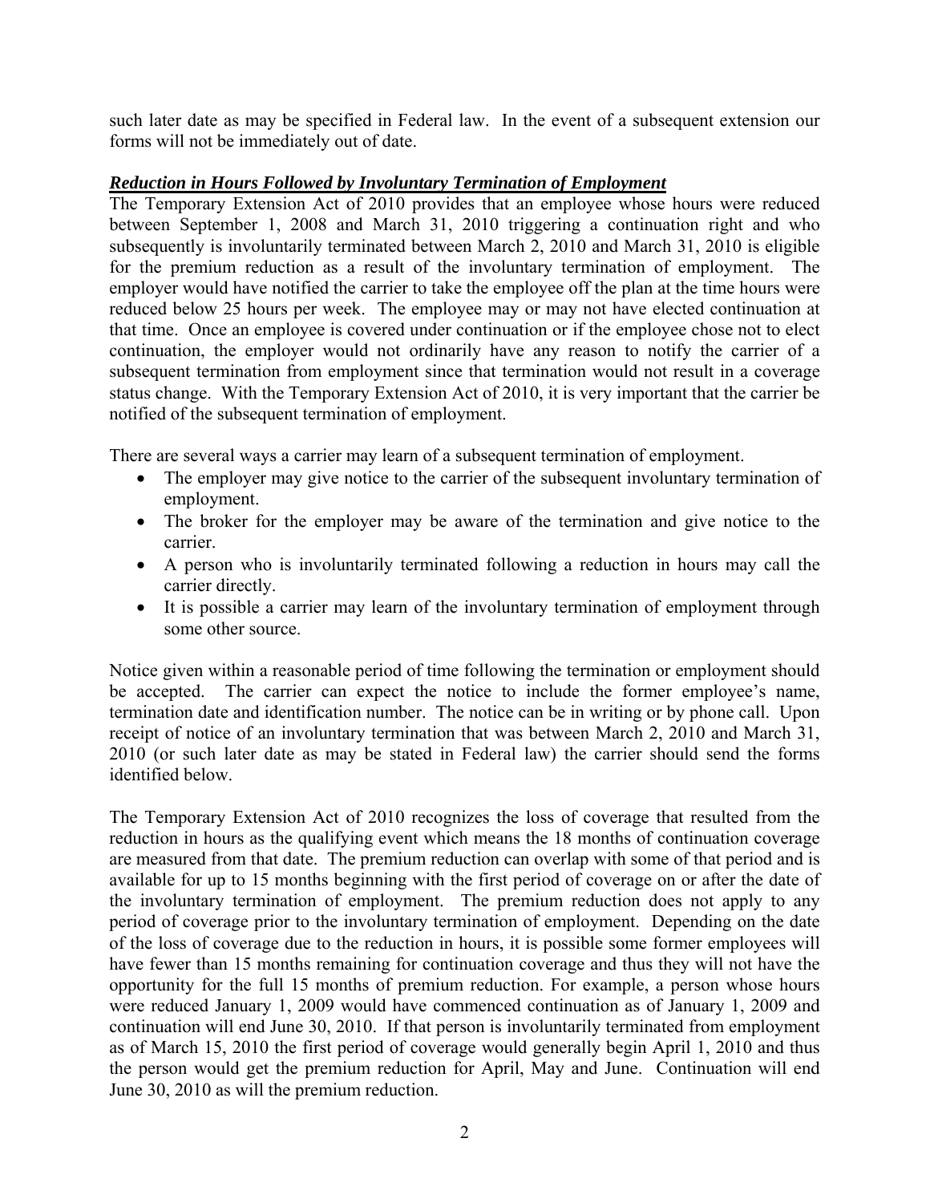such later date as may be specified in Federal law. In the event of a subsequent extension our forms will not be immediately out of date.

***Reduction in Hours Followed by Involuntary Termination of Employment***

The Temporary Extension Act of 2010 provides that an employee whose hours were reduced between September 1, 2008 and March 31, 2010 triggering a continuation right and who subsequently is involuntarily terminated between March 2, 2010 and March 31, 2010 is eligible for the premium reduction as a result of the involuntary termination of employment. The employer would have notified the carrier to take the employee off the plan at the time hours were reduced below 25 hours per week. The employee may or may not have elected continuation at that time. Once an employee is covered under continuation or if the employee chose not to elect continuation, the employer would not ordinarily have any reason to notify the carrier of a subsequent termination from employment since that termination would not result in a coverage status change. With the Temporary Extension Act of 2010, it is very important that the carrier be notified of the subsequent termination of employment.

There are several ways a carrier may learn of a subsequent termination of employment.

- The employer may give notice to the carrier of the subsequent involuntary termination of employment.
- The broker for the employer may be aware of the termination and give notice to the carrier.
- A person who is involuntarily terminated following a reduction in hours may call the carrier directly.
- It is possible a carrier may learn of the involuntary termination of employment through some other source.

Notice given within a reasonable period of time following the termination or employment should be accepted. The carrier can expect the notice to include the former employee's name, termination date and identification number. The notice can be in writing or by phone call. Upon receipt of notice of an involuntary termination that was between March 2, 2010 and March 31, 2010 (or such later date as may be stated in Federal law) the carrier should send the forms identified below.

The Temporary Extension Act of 2010 recognizes the loss of coverage that resulted from the reduction in hours as the qualifying event which means the 18 months of continuation coverage are measured from that date. The premium reduction can overlap with some of that period and is available for up to 15 months beginning with the first period of coverage on or after the date of the involuntary termination of employment. The premium reduction does not apply to any period of coverage prior to the involuntary termination of employment. Depending on the date of the loss of coverage due to the reduction in hours, it is possible some former employees will have fewer than 15 months remaining for continuation coverage and thus they will not have the opportunity for the full 15 months of premium reduction. For example, a person whose hours were reduced January 1, 2009 would have commenced continuation as of January 1, 2009 and continuation will end June 30, 2010. If that person is involuntarily terminated from employment as of March 15, 2010 the first period of coverage would generally begin April 1, 2010 and thus the person would get the premium reduction for April, May and June. Continuation will end June 30, 2010 as will the premium reduction.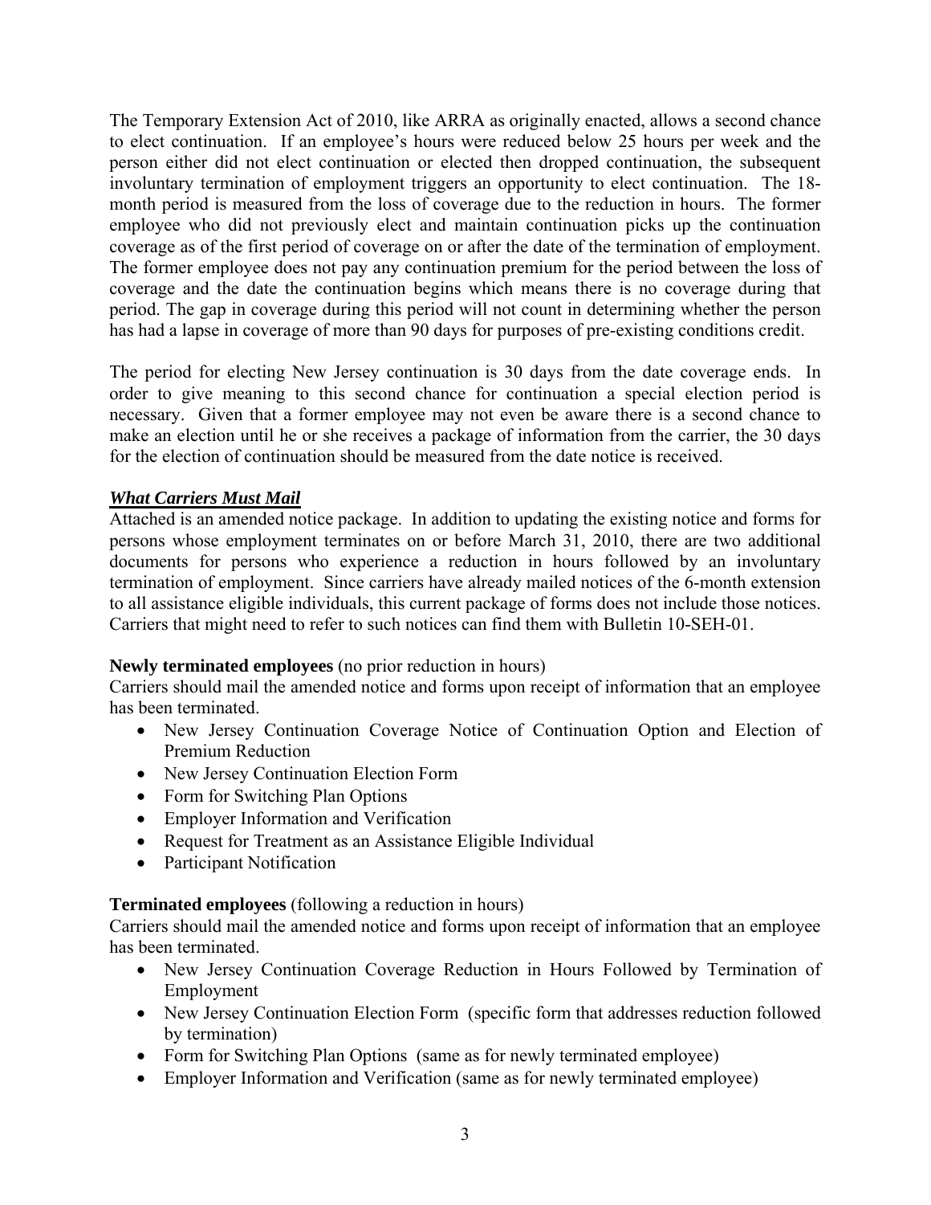The Temporary Extension Act of 2010, like ARRA as originally enacted, allows a second chance to elect continuation. If an employee's hours were reduced below 25 hours per week and the person either did not elect continuation or elected then dropped continuation, the subsequent involuntary termination of employment triggers an opportunity to elect continuation. The 18-month period is measured from the loss of coverage due to the reduction in hours. The former employee who did not previously elect and maintain continuation picks up the continuation coverage as of the first period of coverage on or after the date of the termination of employment. The former employee does not pay any continuation premium for the period between the loss of coverage and the date the continuation begins which means there is no coverage during that period. The gap in coverage during this period will not count in determining whether the person has had a lapse in coverage of more than 90 days for purposes of pre-existing conditions credit.

The period for electing New Jersey continuation is 30 days from the date coverage ends. In order to give meaning to this second chance for continuation a special election period is necessary. Given that a former employee may not even be aware there is a second chance to make an election until he or she receives a package of information from the carrier, the 30 days for the election of continuation should be measured from the date notice is received.

***What Carriers Must Mail***

Attached is an amended notice package. In addition to updating the existing notice and forms for persons whose employment terminates on or before March 31, 2010, there are two additional documents for persons who experience a reduction in hours followed by an involuntary termination of employment. Since carriers have already mailed notices of the 6-month extension to all assistance eligible individuals, this current package of forms does not include those notices. Carriers that might need to refer to such notices can find them with Bulletin 10-SEH-01.

**Newly terminated employees** (no prior reduction in hours)

Carriers should mail the amended notice and forms upon receipt of information that an employee has been terminated.

- New Jersey Continuation Coverage Notice of Continuation Option and Election of Premium Reduction
- New Jersey Continuation Election Form
- Form for Switching Plan Options
- Employer Information and Verification
- Request for Treatment as an Assistance Eligible Individual
- Participant Notification

**Terminated employees** (following a reduction in hours)

Carriers should mail the amended notice and forms upon receipt of information that an employee has been terminated.

- New Jersey Continuation Coverage Reduction in Hours Followed by Termination of Employment
- New Jersey Continuation Election Form (specific form that addresses reduction followed by termination)
- Form for Switching Plan Options (same as for newly terminated employee)
- Employer Information and Verification (same as for newly terminated employee)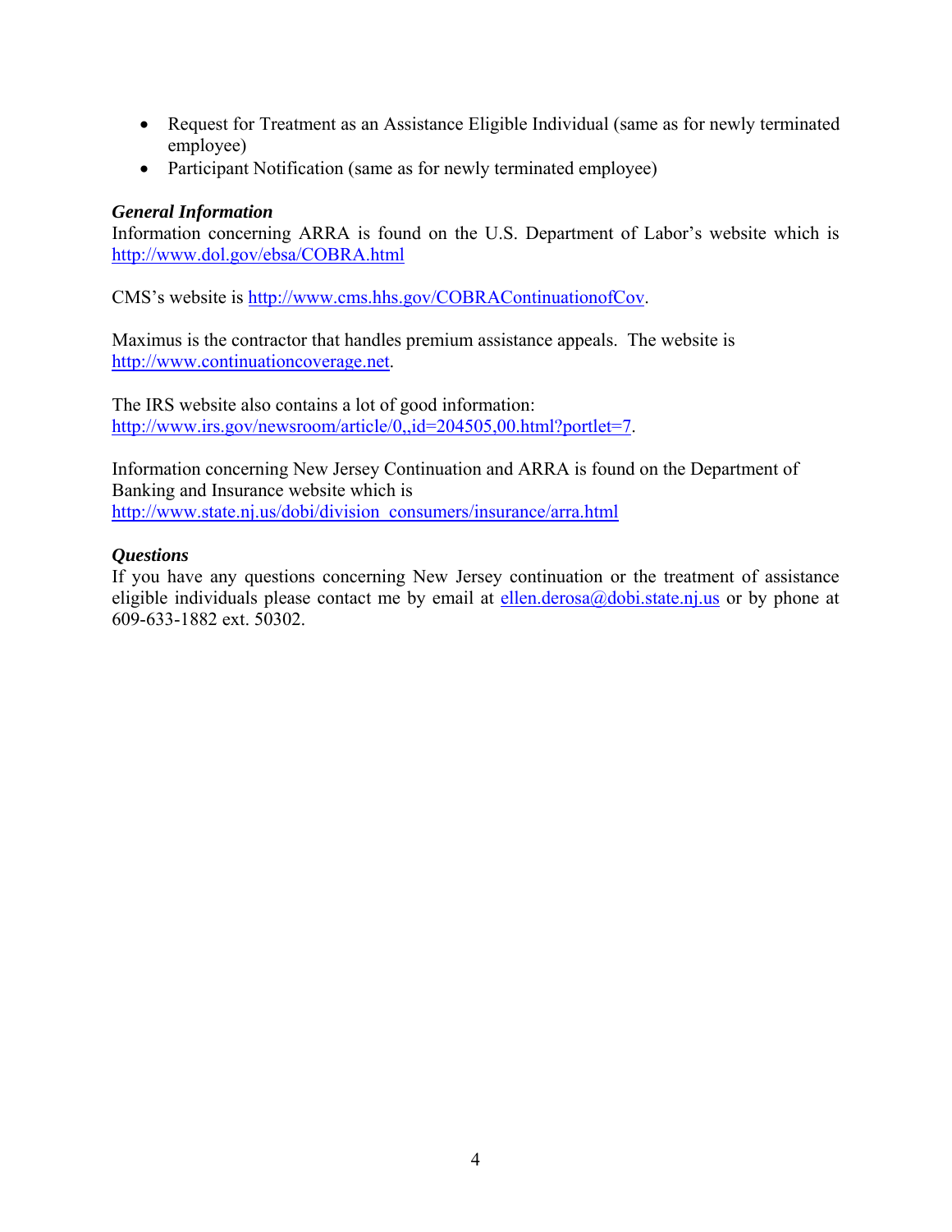- Request for Treatment as an Assistance Eligible Individual (same as for newly terminated employee)
- Participant Notification (same as for newly terminated employee)

***General Information***

Information concerning ARRA is found on the U.S. Department of Labor's website which is http://www.dol.gov/ebsa/COBRA.html

CMS's website is http://www.cms.hhs.gov/COBRAContinuationofCov.

Maximus is the contractor that handles premium assistance appeals. The website is http://www.continuationcoverage.net.

The IRS website also contains a lot of good information: http://www.irs.gov/newsroom/article/0,,id=204505,00.html?portlet=7.

Information concerning New Jersey Continuation and ARRA is found on the Department of Banking and Insurance website which is http://www.state.nj.us/dobi/division_consumers/insurance/arra.html

***Questions***

If you have any questions concerning New Jersey continuation or the treatment of assistance eligible individuals please contact me by email at ellen.derosa@dobi.state.nj.us or by phone at 609-633-1882 ext. 50302.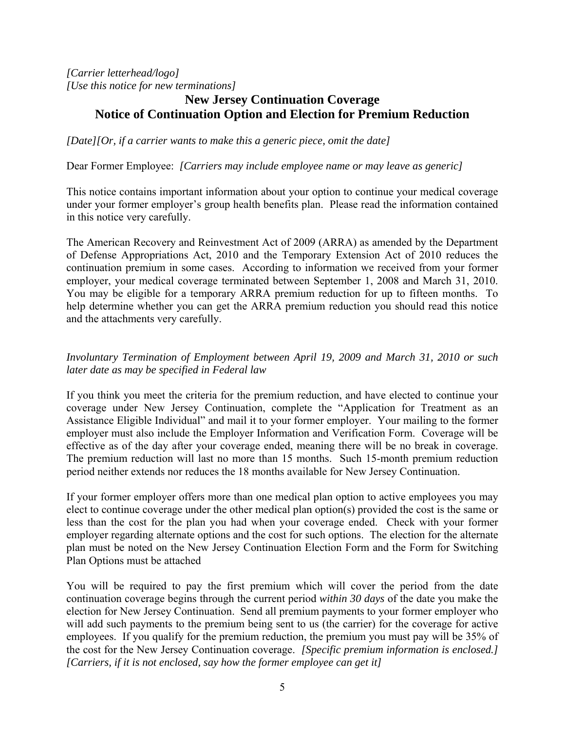*[Carrier letterhead/logo]*
*[Use this notice for new terminations]*

# New Jersey Continuation Coverage
# Notice of Continuation Option and Election for Premium Reduction

*[Date][Or, if a carrier wants to make this a generic piece, omit the date]*

Dear Former Employee: *[Carriers may include employee name or may leave as generic]*

This notice contains important information about your option to continue your medical coverage under your former employer's group health benefits plan. Please read the information contained in this notice very carefully.

The American Recovery and Reinvestment Act of 2009 (ARRA) as amended by the Department of Defense Appropriations Act, 2010 and the Temporary Extension Act of 2010 reduces the continuation premium in some cases. According to information we received from your former employer, your medical coverage terminated between September 1, 2008 and March 31, 2010. You may be eligible for a temporary ARRA premium reduction for up to fifteen months. To help determine whether you can get the ARRA premium reduction you should read this notice and the attachments very carefully.

*Involuntary Termination of Employment between April 19, 2009 and March 31, 2010 or such later date as may be specified in Federal law*

If you think you meet the criteria for the premium reduction, and have elected to continue your coverage under New Jersey Continuation, complete the "Application for Treatment as an Assistance Eligible Individual" and mail it to your former employer. Your mailing to the former employer must also include the Employer Information and Verification Form. Coverage will be effective as of the day after your coverage ended, meaning there will be no break in coverage. The premium reduction will last no more than 15 months. Such 15-month premium reduction period neither extends nor reduces the 18 months available for New Jersey Continuation.

If your former employer offers more than one medical plan option to active employees you may elect to continue coverage under the other medical plan option(s) provided the cost is the same or less than the cost for the plan you had when your coverage ended. Check with your former employer regarding alternate options and the cost for such options. The election for the alternate plan must be noted on the New Jersey Continuation Election Form and the Form for Switching Plan Options must be attached

You will be required to pay the first premium which will cover the period from the date continuation coverage begins through the current period *within 30 days* of the date you make the election for New Jersey Continuation. Send all premium payments to your former employer who will add such payments to the premium being sent to us (the carrier) for the coverage for active employees. If you qualify for the premium reduction, the premium you must pay will be 35% of the cost for the New Jersey Continuation coverage. *[Specific premium information is enclosed.] [Carriers, if it is not enclosed, say how the former employee can get it]*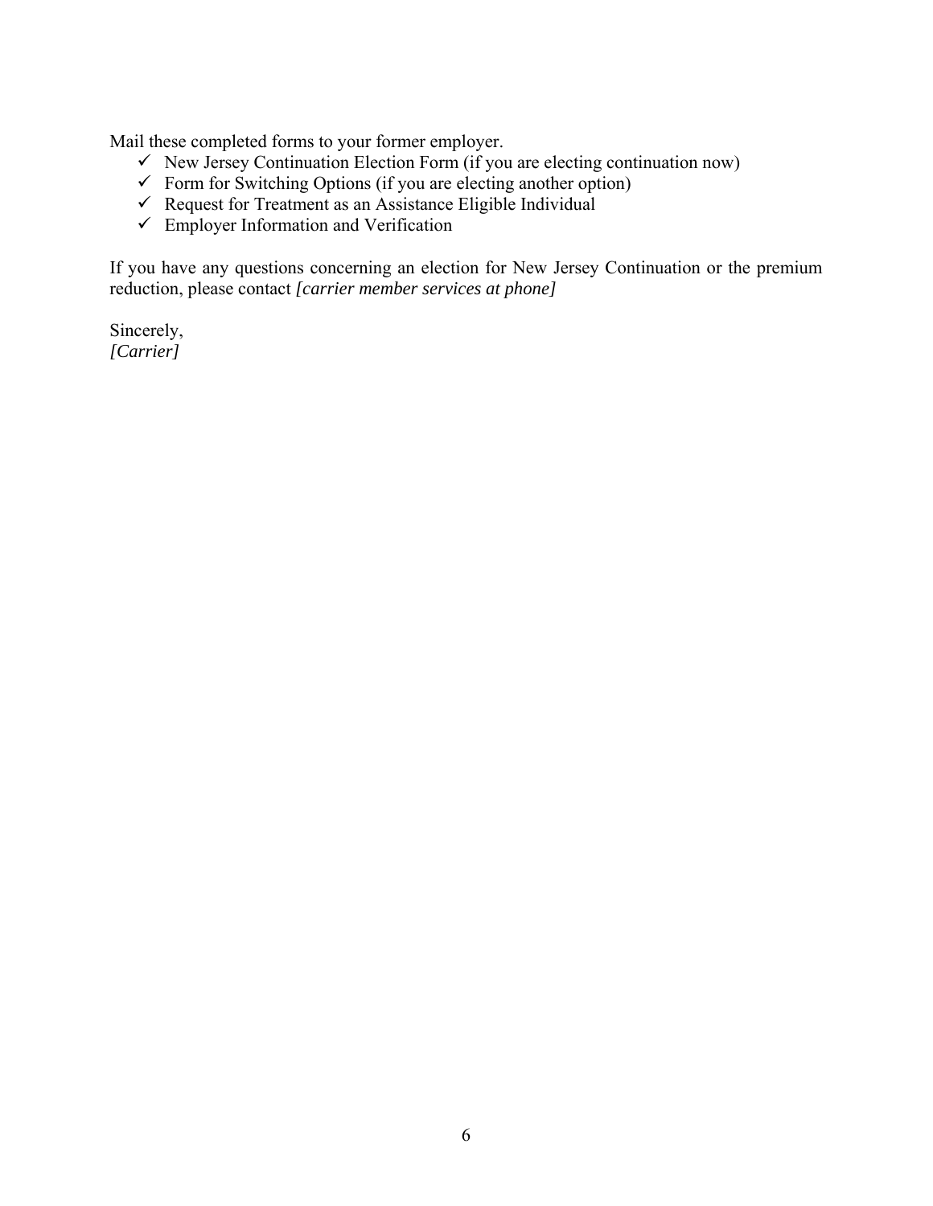Mail these completed forms to your former employer.

- ✓ New Jersey Continuation Election Form (if you are electing continuation now)
- ✓ Form for Switching Options (if you are electing another option)
- ✓ Request for Treatment as an Assistance Eligible Individual
- ✓ Employer Information and Verification

If you have any questions concerning an election for New Jersey Continuation or the premium reduction, please contact *[carrier member services at phone]*

Sincerely,
*[Carrier]*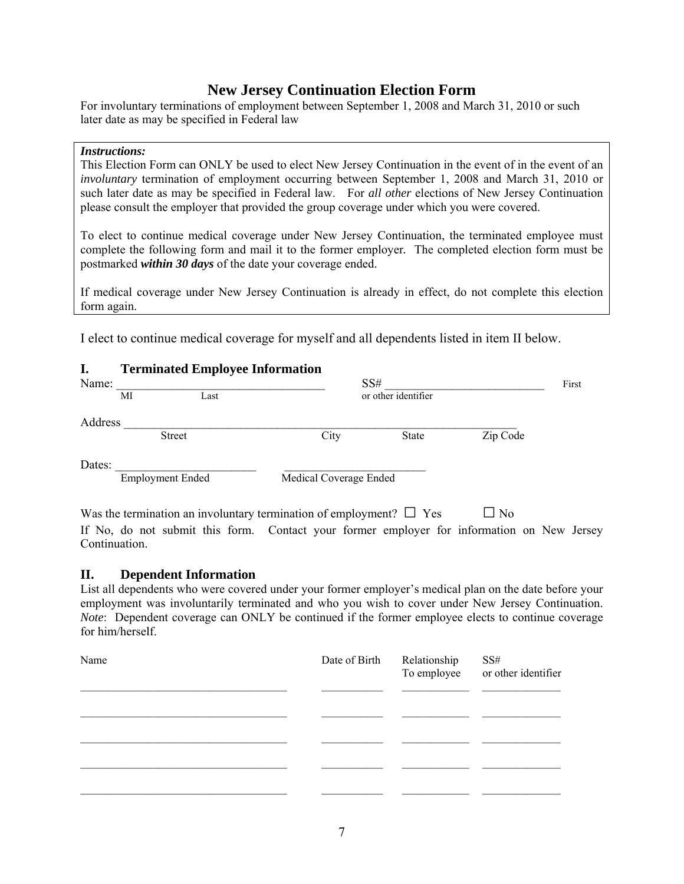# New Jersey Continuation Election Form

For involuntary terminations of employment between September 1, 2008 and March 31, 2010 or such later date as may be specified in Federal law

***Instructions:***

This Election Form can ONLY be used to elect New Jersey Continuation in the event of in the event of an *involuntary* termination of employment occurring between September 1, 2008 and March 31, 2010 or such later date as may be specified in Federal law. For *all other* elections of New Jersey Continuation please consult the employer that provided the group coverage under which you were covered.

To elect to continue medical coverage under New Jersey Continuation, the terminated employee must complete the following form and mail it to the former employer. The completed election form must be postmarked ***within 30 days*** of the date your coverage ended.

If medical coverage under New Jersey Continuation is already in effect, do not complete this election form again.

I elect to continue medical coverage for myself and all dependents listed in item II below.

## I. Terminated Employee Information

Name: ___________________________________ SS# ___________________________ First
MI Last or other identifier

Address ______________________________________________________________________
Street City State Zip Code

Dates: ________________________ ________________________
Employment Ended Medical Coverage Ended

Was the termination an involuntary termination of employment? ☐ Yes ☐ No

If No, do not submit this form. Contact your former employer for information on New Jersey Continuation.

## II. Dependent Information

List all dependents who were covered under your former employer's medical plan on the date before your employment was involuntarily terminated and who you wish to cover under New Jersey Continuation. *Note*: Dependent coverage can ONLY be continued if the former employee elects to continue coverage for him/herself.

| Name | Date of Birth | Relationship To employee | SS# or other identifier |
|---|---|---|---|
| | | | |
| | | | |
| | | | |
| | | | |
| | | | |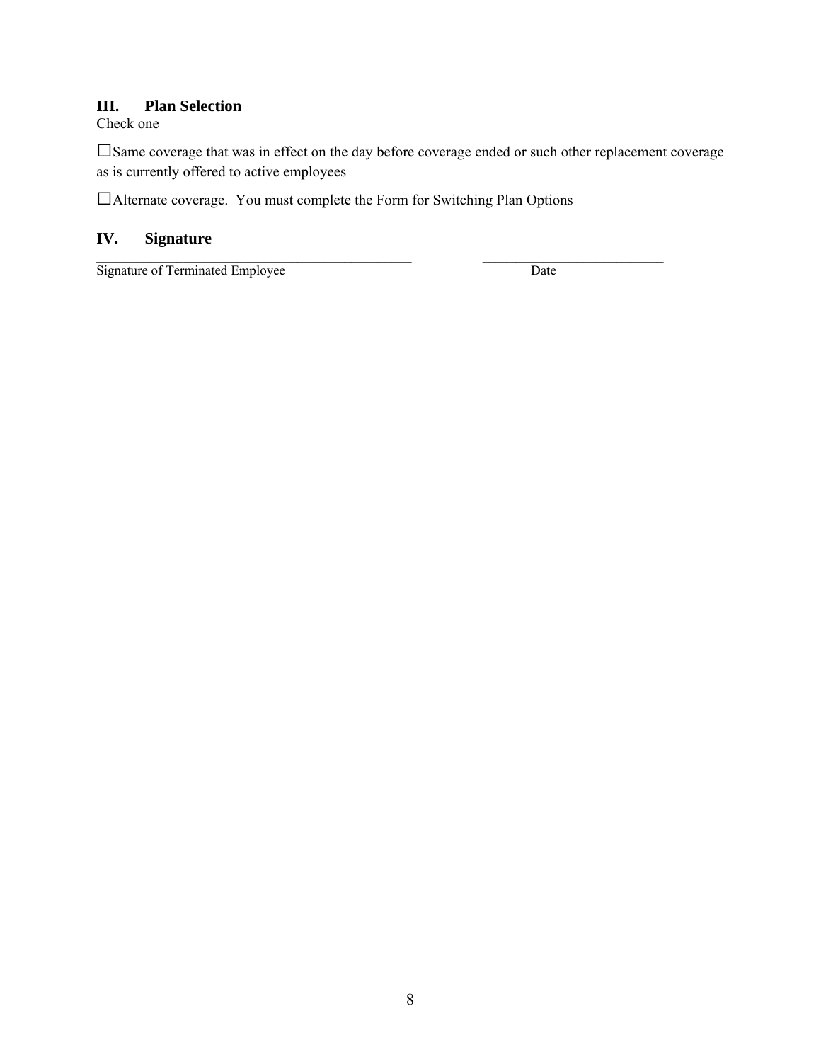## III. Plan Selection

Check one

☐Same coverage that was in effect on the day before coverage ended or such other replacement coverage as is currently offered to active employees

☐Alternate coverage. You must complete the Form for Switching Plan Options

## IV. Signature

_______________________________________________ ___________________________

Signature of Terminated Employee Date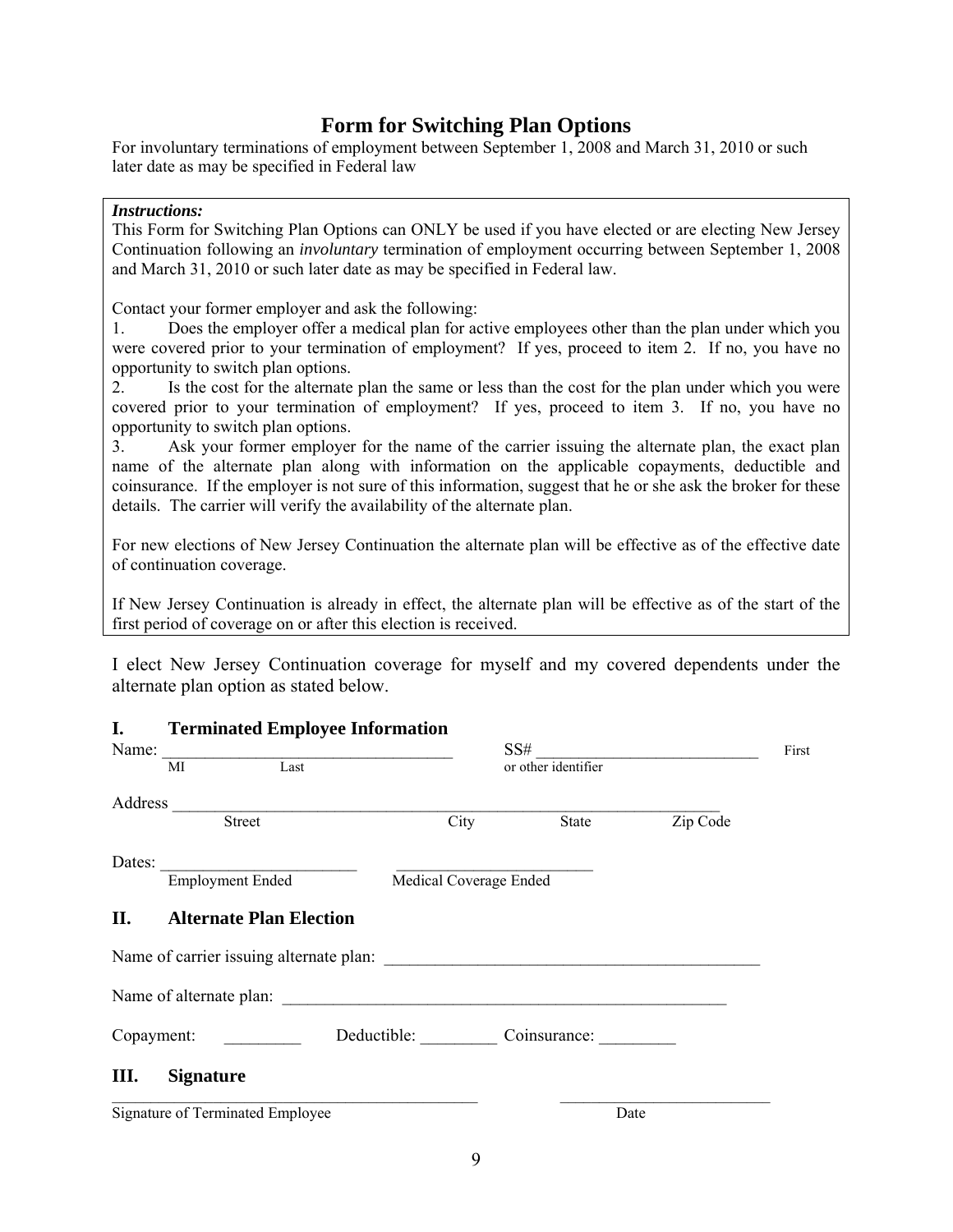# Form for Switching Plan Options

For involuntary terminations of employment between September 1, 2008 and March 31, 2010 or such later date as may be specified in Federal law

> ***Instructions:***
>
> This Form for Switching Plan Options can ONLY be used if you have elected or are electing New Jersey Continuation following an *involuntary* termination of employment occurring between September 1, 2008 and March 31, 2010 or such later date as may be specified in Federal law.
>
> Contact your former employer and ask the following:
>
> 1. Does the employer offer a medical plan for active employees other than the plan under which you were covered prior to your termination of employment? If yes, proceed to item 2. If no, you have no opportunity to switch plan options.
> 2. Is the cost for the alternate plan the same or less than the cost for the plan under which you were covered prior to your termination of employment? If yes, proceed to item 3. If no, you have no opportunity to switch plan options.
> 3. Ask your former employer for the name of the carrier issuing the alternate plan, the exact plan name of the alternate plan along with information on the applicable copayments, deductible and coinsurance. If the employer is not sure of this information, suggest that he or she ask the broker for these details. The carrier will verify the availability of the alternate plan.
>
> For new elections of New Jersey Continuation the alternate plan will be effective as of the effective date of continuation coverage.
>
> If New Jersey Continuation is already in effect, the alternate plan will be effective as of the start of the first period of coverage on or after this election is received.

I elect New Jersey Continuation coverage for myself and my covered dependents under the alternate plan option as stated below.

## I. Terminated Employee Information

Name: ___________________________________ SS# ___________________________ First
MI Last or other identifier

Address ___________________________________________________________________
Street City State Zip Code

Dates: _______________________ _______________________
Employment Ended Medical Coverage Ended

## II. Alternate Plan Election

Name of carrier issuing alternate plan: ____________________________________________

Name of alternate plan: ____________________________________________________

Copayment: _________ Deductible: _________ Coinsurance: _________

## III. Signature

_____________________________________________ _________________________
Signature of Terminated Employee Date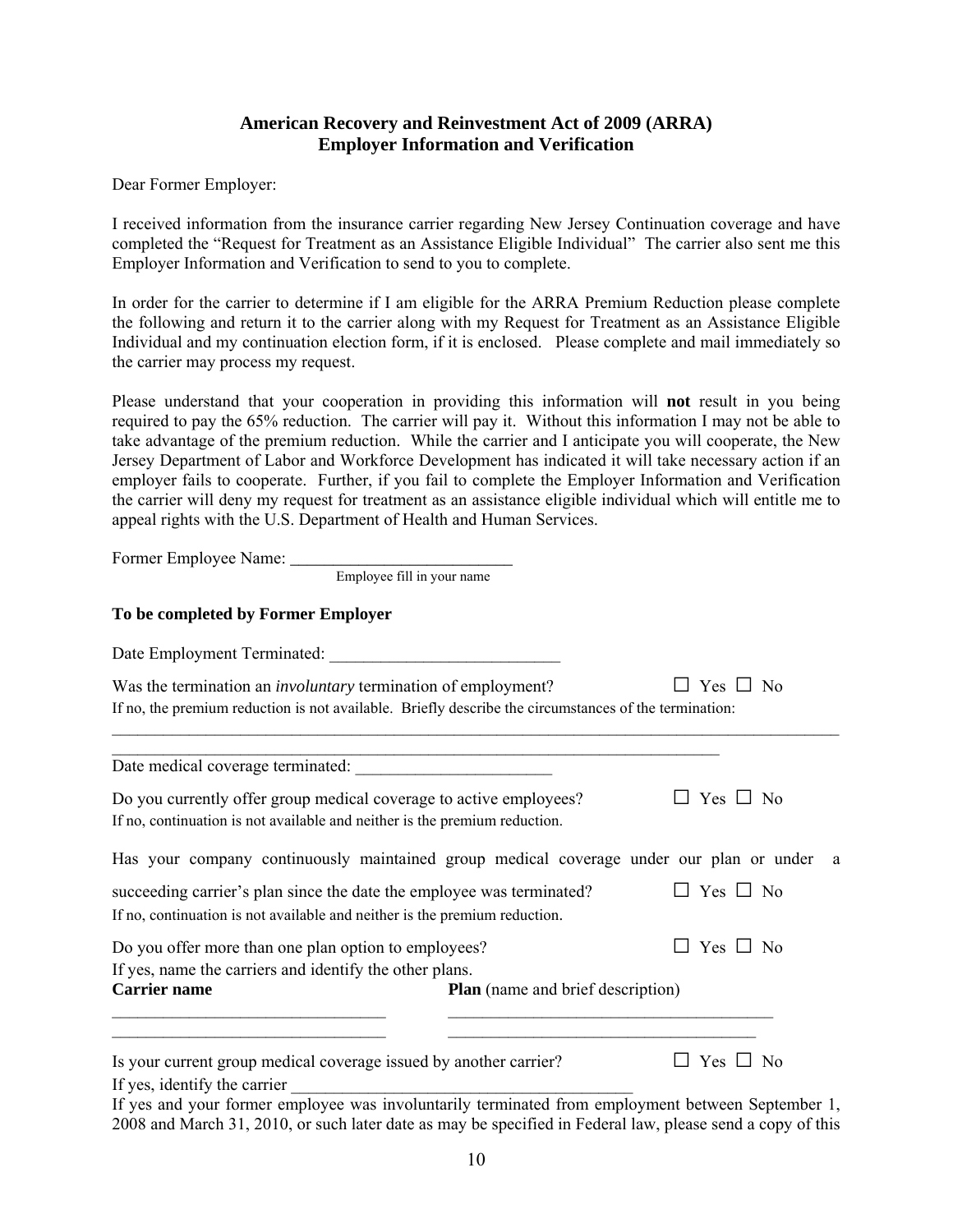**American Recovery and Reinvestment Act of 2009 (ARRA)**
**Employer Information and Verification**

Dear Former Employer:

I received information from the insurance carrier regarding New Jersey Continuation coverage and have completed the "Request for Treatment as an Assistance Eligible Individual" The carrier also sent me this Employer Information and Verification to send to you to complete.

In order for the carrier to determine if I am eligible for the ARRA Premium Reduction please complete the following and return it to the carrier along with my Request for Treatment as an Assistance Eligible Individual and my continuation election form, if it is enclosed. Please complete and mail immediately so the carrier may process my request.

Please understand that your cooperation in providing this information will **not** result in you being required to pay the 65% reduction. The carrier will pay it. Without this information I may not be able to take advantage of the premium reduction. While the carrier and I anticipate you will cooperate, the New Jersey Department of Labor and Workforce Development has indicated it will take necessary action if an employer fails to cooperate. Further, if you fail to complete the Employer Information and Verification the carrier will deny my request for treatment as an assistance eligible individual which will entitle me to appeal rights with the U.S. Department of Health and Human Services.

Former Employee Name: ___________________________
Employee fill in your name

**To be completed by Former Employer**

Date Employment Terminated: ___________________________

Was the termination an *involuntary* termination of employment? ☐ Yes ☐ No
If no, the premium reduction is not available. Briefly describe the circumstances of the termination:

_____________________________________________________________________________________

___________________________________________________________________________

Date medical coverage terminated: _______________________

Do you currently offer group medical coverage to active employees? ☐ Yes ☐ No
If no, continuation is not available and neither is the premium reduction.

Has your company continuously maintained group medical coverage under our plan or under a succeeding carrier's plan since the date the employee was terminated? ☐ Yes ☐ No
If no, continuation is not available and neither is the premium reduction.

Do you offer more than one plan option to employees? ☐ Yes ☐ No
If yes, name the carriers and identify the other plans.

| **Carrier name** | **Plan** (name and brief description) |
|---|---|
| ________________________________ | ________________________________________ |
| ________________________________ | ______________________________________ |

Is your current group medical coverage issued by another carrier? ☐ Yes ☐ No
If yes, identify the carrier ________________________________________
If yes and your former employee was involuntarily terminated from employment between September 1, 2008 and March 31, 2010, or such later date as may be specified in Federal law, please send a copy of this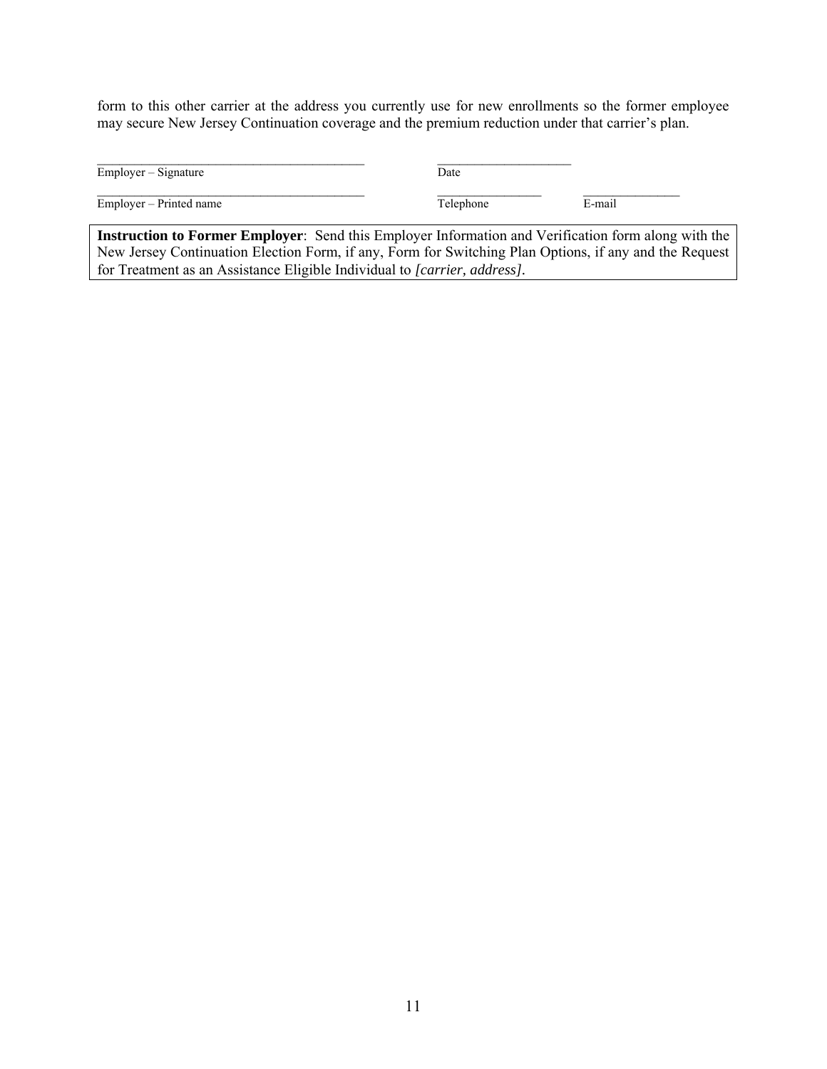form to this other carrier at the address you currently use for new enrollments so the former employee may secure New Jersey Continuation coverage and the premium reduction under that carrier's plan.

| | | |
|---|---|---|
| ___________________________________ | ___________________ | |
| Employer – Signature | Date | |
| ___________________________________ | ________________ | ________________ |
| Employer – Printed name | Telephone | E-mail |

**Instruction to Former Employer**: Send this Employer Information and Verification form along with the New Jersey Continuation Election Form, if any, Form for Switching Plan Options, if any and the Request for Treatment as an Assistance Eligible Individual to *[carrier, address]*.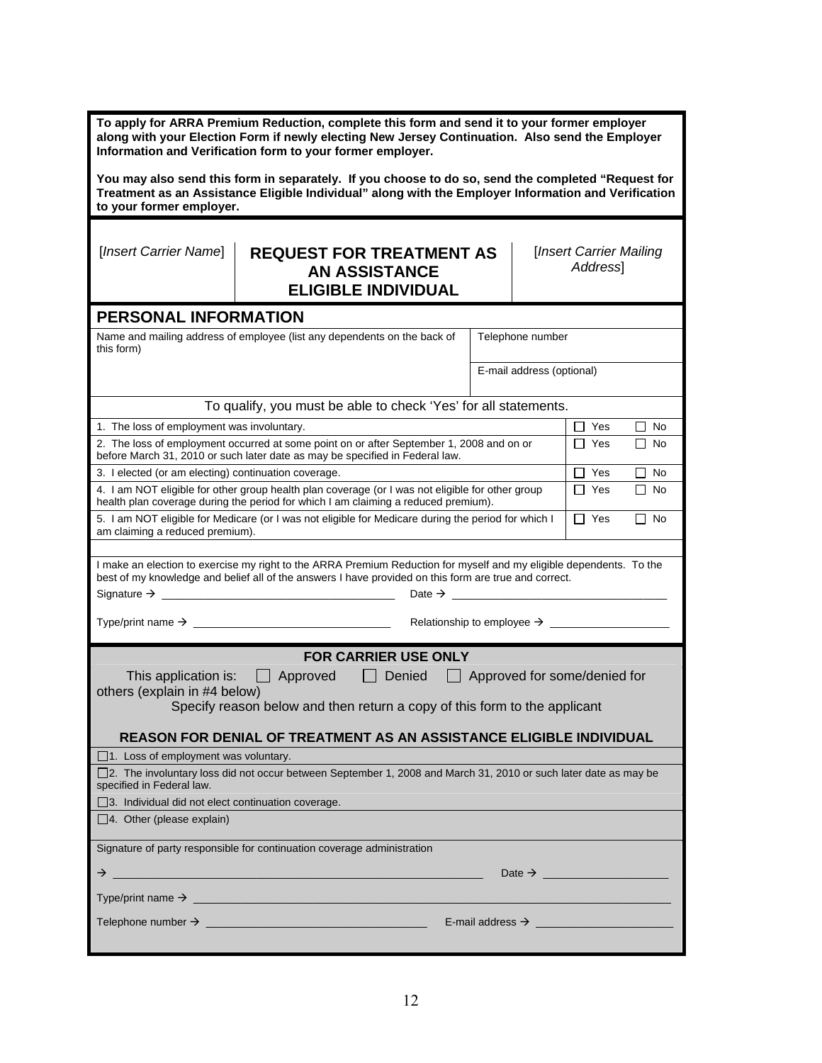**To apply for ARRA Premium Reduction, complete this form and send it to your former employer along with your Election Form if newly electing New Jersey Continuation. Also send the Employer Information and Verification form to your former employer.**

**You may also send this form in separately. If you choose to do so, send the completed "Request for Treatment as an Assistance Eligible Individual" along with the Employer Information and Verification to your former employer.**

| [*Insert Carrier Name*] | **REQUEST FOR TREATMENT AS AN ASSISTANCE ELIGIBLE INDIVIDUAL** | [*Insert Carrier Mailing Address*] |
|---|---|---|

## PERSONAL INFORMATION

| Name and mailing address of employee (list any dependents on the back of this form) | Telephone number |
|---|---|
| | E-mail address (optional) |

To qualify, you must be able to check 'Yes' for all statements.

| Statement | Yes | No |
|---|---|---|
| 1. The loss of employment was involuntary. | ☐ Yes | ☐ No |
| 2. The loss of employment occurred at some point on or after September 1, 2008 and on or before March 31, 2010 or such later date as may be specified in Federal law. | ☐ Yes | ☐ No |
| 3. I elected (or am electing) continuation coverage. | ☐ Yes | ☐ No |
| 4. I am NOT eligible for other group health plan coverage (or I was not eligible for other group health plan coverage during the period for which I am claiming a reduced premium). | ☐ Yes | ☐ No |
| 5. I am NOT eligible for Medicare (or I was not eligible for Medicare during the period for which I am claiming a reduced premium). | ☐ Yes | ☐ No |

I make an election to exercise my right to the ARRA Premium Reduction for myself and my eligible dependents. To the best of my knowledge and belief all of the answers I have provided on this form are true and correct.

Signature → ______________________________ Date → ______________________________

Type/print name → ______________________________ Relationship to employee → ____________________

## FOR CARRIER USE ONLY

This application is: ☐ Approved ☐ Denied ☐ Approved for some/denied for others (explain in #4 below)

Specify reason below and then return a copy of this form to the applicant

### REASON FOR DENIAL OF TREATMENT AS AN ASSISTANCE ELIGIBLE INDIVIDUAL

☐1. Loss of employment was voluntary.

☐2. The involuntary loss did not occur between September 1, 2008 and March 31, 2010 or such later date as may be specified in Federal law.

☐3. Individual did not elect continuation coverage.

☐4. Other (please explain)

Signature of party responsible for continuation coverage administration

→ ______________________________ Date → ____________________

Type/print name → ______________________________

Telephone number → ______________________________ E-mail address → ____________________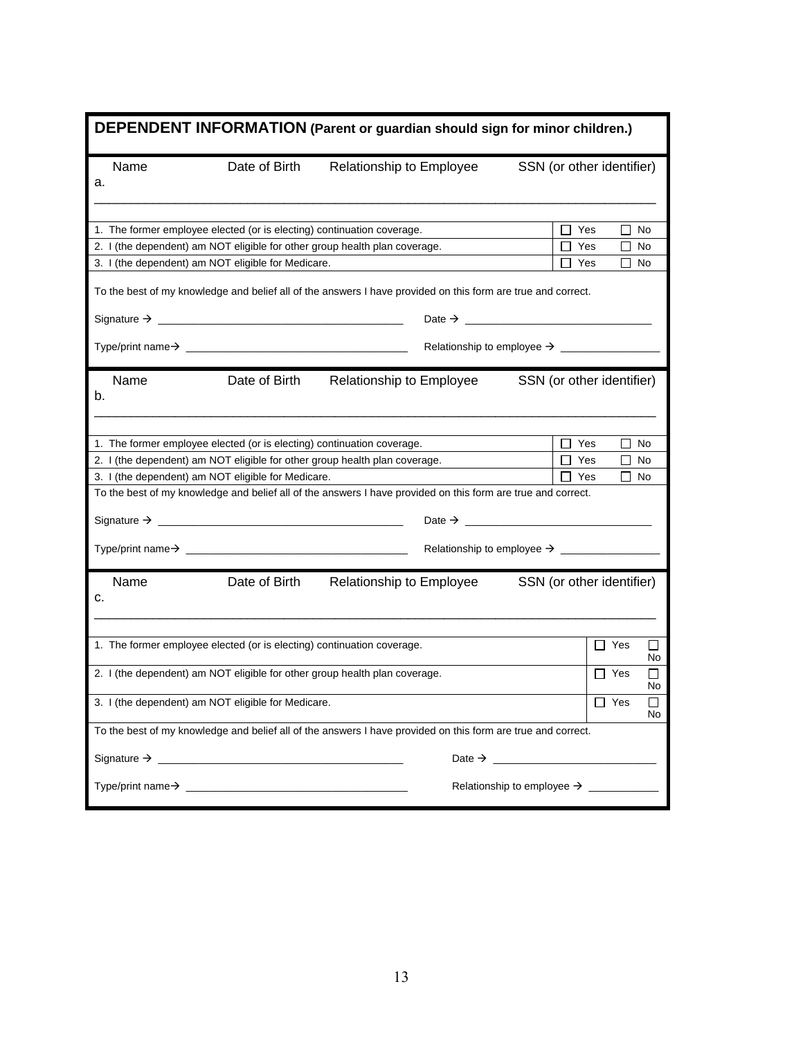## DEPENDENT INFORMATION (Parent or guardian should sign for minor children.)

| Name | Date of Birth | Relationship to Employee | SSN (or other identifier) |
|---|---|---|---|
| a. | | | |

| | |
|---|---|
| 1. The former employee elected (or is electing) continuation coverage. | ☐ Yes ☐ No |
| 2. I (the dependent) am NOT eligible for other group health plan coverage. | ☐ Yes ☐ No |
| 3. I (the dependent) am NOT eligible for Medicare. | ☐ Yes ☐ No |

To the best of my knowledge and belief all of the answers I have provided on this form are true and correct.

Signature → ______________________________ Date → ______________________________

Type/print name→ ______________________________ Relationship to employee → ________________

| Name | Date of Birth | Relationship to Employee | SSN (or other identifier) |
|---|---|---|---|
| b. | | | |

| | |
|---|---|
| 1. The former employee elected (or is electing) continuation coverage. | ☐ Yes ☐ No |
| 2. I (the dependent) am NOT eligible for other group health plan coverage. | ☐ Yes ☐ No |
| 3. I (the dependent) am NOT eligible for Medicare. | ☐ Yes ☐ No |

To the best of my knowledge and belief all of the answers I have provided on this form are true and correct.

Signature → ______________________________ Date → ______________________________

Type/print name→ ______________________________ Relationship to employee → ________________

| Name | Date of Birth | Relationship to Employee | SSN (or other identifier) |
|---|---|---|---|
| c. | | | |

| | |
|---|---|
| 1. The former employee elected (or is electing) continuation coverage. | ☐ Yes ☐ No |
| 2. I (the dependent) am NOT eligible for other group health plan coverage. | ☐ Yes ☐ No |
| 3. I (the dependent) am NOT eligible for Medicare. | ☐ Yes ☐ No |

To the best of my knowledge and belief all of the answers I have provided on this form are true and correct.

Signature → ______________________________ Date → ______________________________

Type/print name→ ______________________________ Relationship to employee → ________________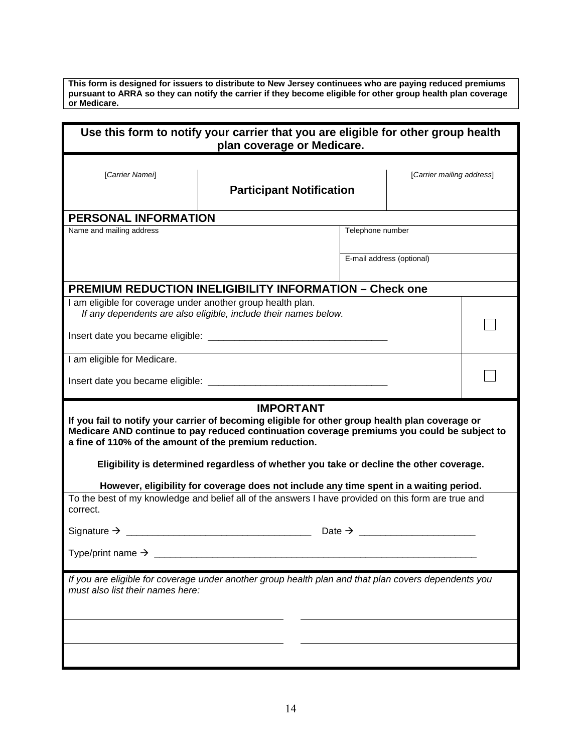**This form is designed for issuers to distribute to New Jersey continuees who are paying reduced premiums pursuant to ARRA so they can notify the carrier if they become eligible for other group health plan coverage or Medicare.**

## Use this form to notify your carrier that you are eligible for other group health plan coverage or Medicare.

| [*Carrier Namei*] | **Participant Notification** | [*Carrier mailing address*] |
|---|---|---|

### PERSONAL INFORMATION

| Name and mailing address | Telephone number |
|---|---|
| | E-mail address (optional) |

### PREMIUM REDUCTION INELIGIBILITY INFORMATION – Check one

| | |
|---|---|
| I am eligible for coverage under another group health plan.<br>*If any dependents are also eligible, include their names below.*<br><br>Insert date you became eligible: ______________________________ | ☐ |
| I am eligible for Medicare.<br><br>Insert date you became eligible: ______________________________ | ☐ |

### IMPORTANT

**If you fail to notify your carrier of becoming eligible for other group health plan coverage or Medicare AND continue to pay reduced continuation coverage premiums you could be subject to a fine of 110% of the amount of the premium reduction.**

**Eligibility is determined regardless of whether you take or decline the other coverage.**

**However, eligibility for coverage does not include any time spent in a waiting period.**

To the best of my knowledge and belief all of the answers I have provided on this form are true and correct.

Signature → ______________________________ Date → ____________________

Type/print name → ________________________________________________

*If you are eligible for coverage under another group health plan and that plan covers dependents you must also list their names here:*

______________________________ ______________________________

______________________________ ______________________________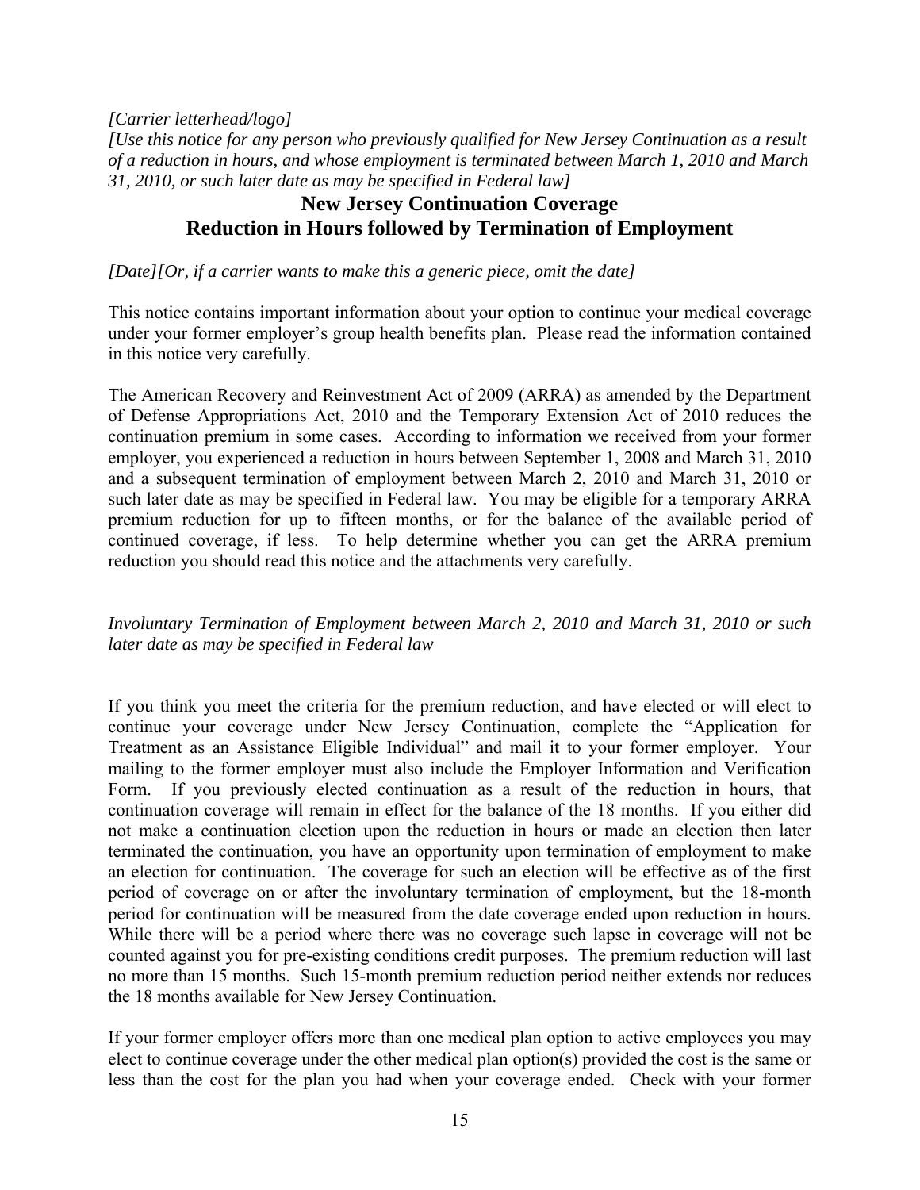*[Carrier letterhead/logo]*
*[Use this notice for any person who previously qualified for New Jersey Continuation as a result of a reduction in hours, and whose employment is terminated between March 1, 2010 and March 31, 2010, or such later date as may be specified in Federal law]*

# New Jersey Continuation Coverage
# Reduction in Hours followed by Termination of Employment

*[Date][Or, if a carrier wants to make this a generic piece, omit the date]*

This notice contains important information about your option to continue your medical coverage under your former employer's group health benefits plan. Please read the information contained in this notice very carefully.

The American Recovery and Reinvestment Act of 2009 (ARRA) as amended by the Department of Defense Appropriations Act, 2010 and the Temporary Extension Act of 2010 reduces the continuation premium in some cases. According to information we received from your former employer, you experienced a reduction in hours between September 1, 2008 and March 31, 2010 and a subsequent termination of employment between March 2, 2010 and March 31, 2010 or such later date as may be specified in Federal law. You may be eligible for a temporary ARRA premium reduction for up to fifteen months, or for the balance of the available period of continued coverage, if less. To help determine whether you can get the ARRA premium reduction you should read this notice and the attachments very carefully.

*Involuntary Termination of Employment between March 2, 2010 and March 31, 2010 or such later date as may be specified in Federal law*

If you think you meet the criteria for the premium reduction, and have elected or will elect to continue your coverage under New Jersey Continuation, complete the "Application for Treatment as an Assistance Eligible Individual" and mail it to your former employer. Your mailing to the former employer must also include the Employer Information and Verification Form. If you previously elected continuation as a result of the reduction in hours, that continuation coverage will remain in effect for the balance of the 18 months. If you either did not make a continuation election upon the reduction in hours or made an election then later terminated the continuation, you have an opportunity upon termination of employment to make an election for continuation. The coverage for such an election will be effective as of the first period of coverage on or after the involuntary termination of employment, but the 18-month period for continuation will be measured from the date coverage ended upon reduction in hours. While there will be a period where there was no coverage such lapse in coverage will not be counted against you for pre-existing conditions credit purposes. The premium reduction will last no more than 15 months. Such 15-month premium reduction period neither extends nor reduces the 18 months available for New Jersey Continuation.

If your former employer offers more than one medical plan option to active employees you may elect to continue coverage under the other medical plan option(s) provided the cost is the same or less than the cost for the plan you had when your coverage ended. Check with your former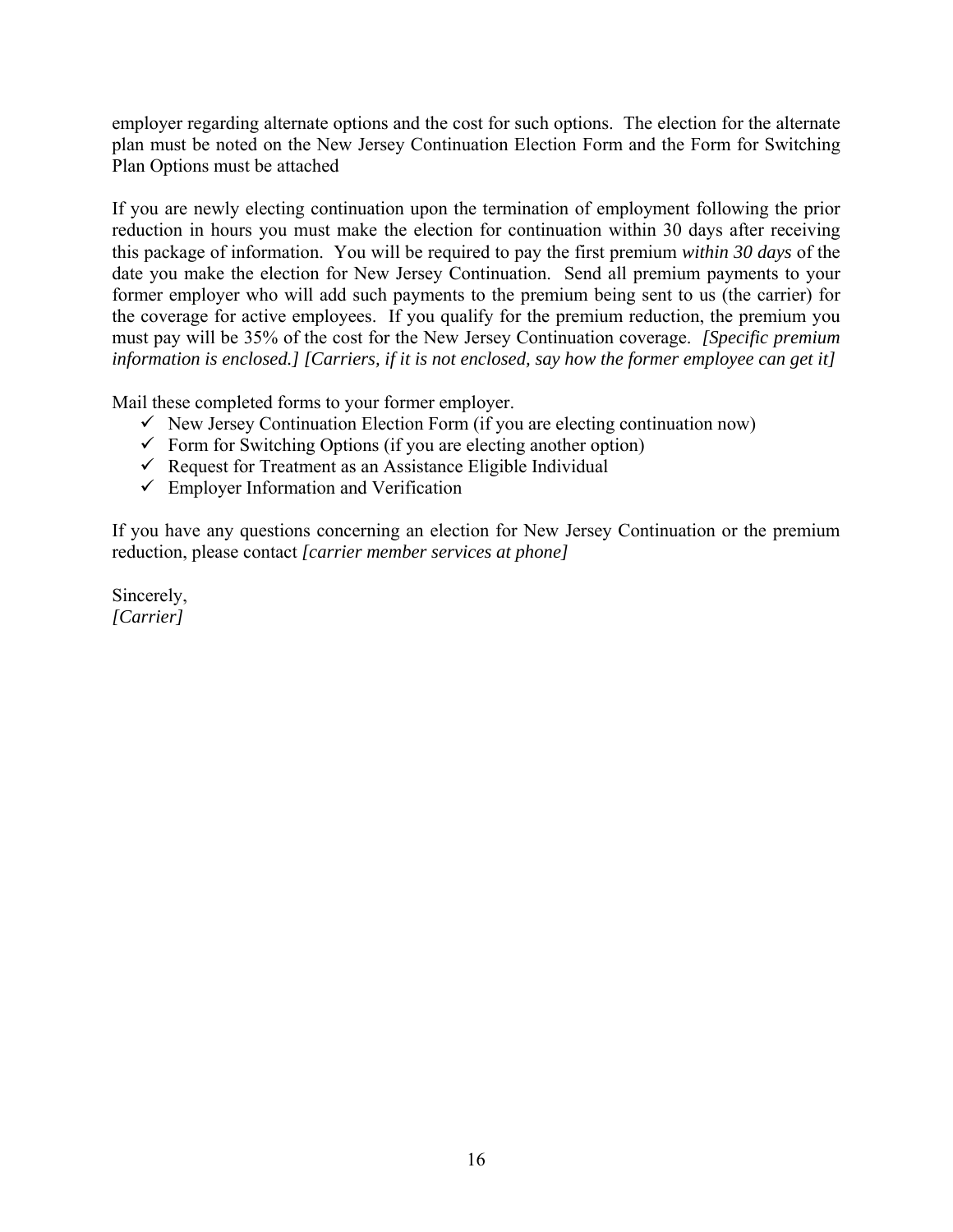employer regarding alternate options and the cost for such options. The election for the alternate plan must be noted on the New Jersey Continuation Election Form and the Form for Switching Plan Options must be attached

If you are newly electing continuation upon the termination of employment following the prior reduction in hours you must make the election for continuation within 30 days after receiving this package of information. You will be required to pay the first premium *within 30 days* of the date you make the election for New Jersey Continuation. Send all premium payments to your former employer who will add such payments to the premium being sent to us (the carrier) for the coverage for active employees. If you qualify for the premium reduction, the premium you must pay will be 35% of the cost for the New Jersey Continuation coverage. *[Specific premium information is enclosed.] [Carriers, if it is not enclosed, say how the former employee can get it]*

Mail these completed forms to your former employer.

- ✓ New Jersey Continuation Election Form (if you are electing continuation now)
- ✓ Form for Switching Options (if you are electing another option)
- ✓ Request for Treatment as an Assistance Eligible Individual
- ✓ Employer Information and Verification

If you have any questions concerning an election for New Jersey Continuation or the premium reduction, please contact *[carrier member services at phone]*

Sincerely,
*[Carrier]*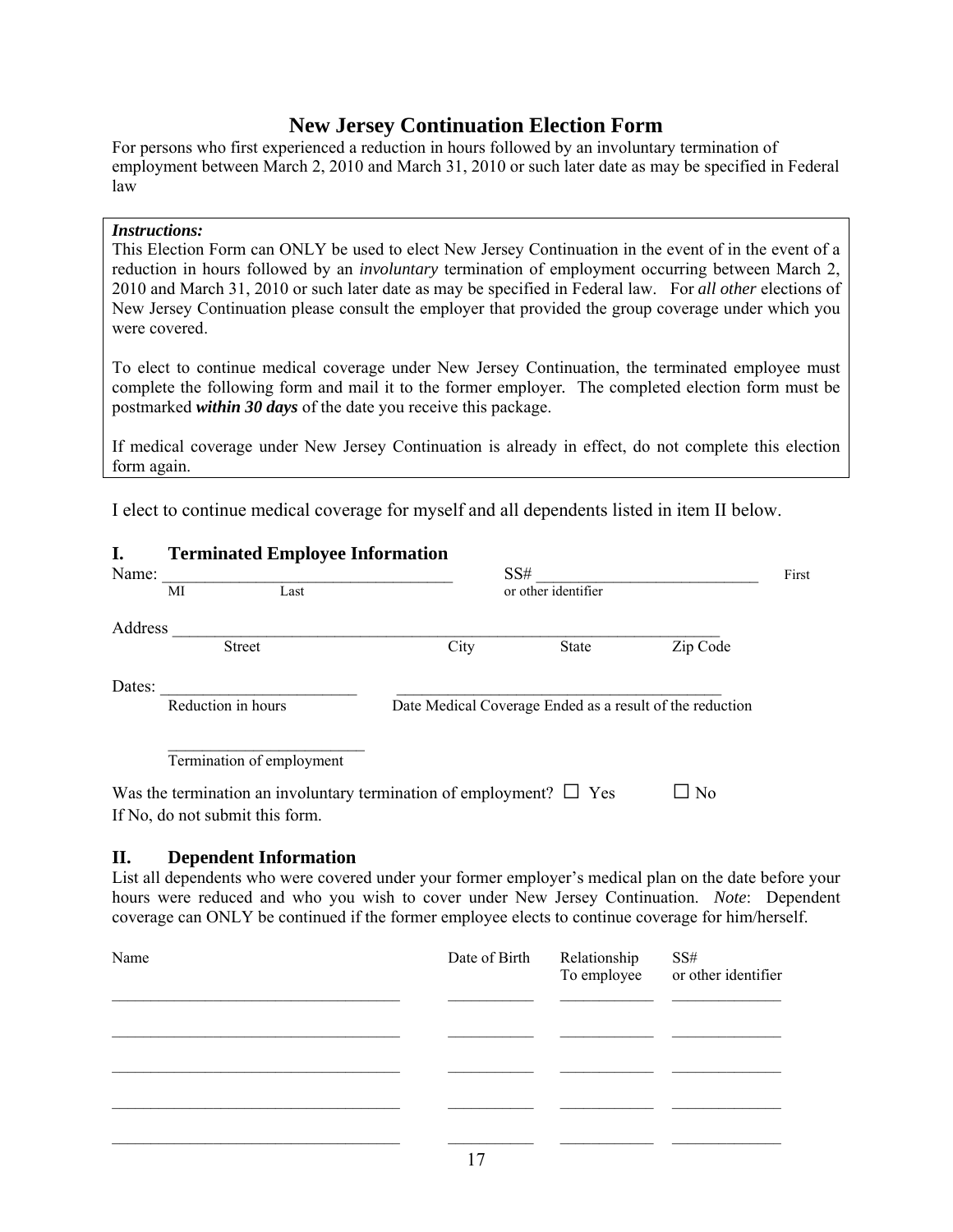# New Jersey Continuation Election Form

For persons who first experienced a reduction in hours followed by an involuntary termination of employment between March 2, 2010 and March 31, 2010 or such later date as may be specified in Federal law

> ***Instructions:***
> This Election Form can ONLY be used to elect New Jersey Continuation in the event of in the event of a reduction in hours followed by an *involuntary* termination of employment occurring between March 2, 2010 and March 31, 2010 or such later date as may be specified in Federal law. For *all other* elections of New Jersey Continuation please consult the employer that provided the group coverage under which you were covered.
>
> To elect to continue medical coverage under New Jersey Continuation, the terminated employee must complete the following form and mail it to the former employer. The completed election form must be postmarked ***within 30 days*** of the date you receive this package.
>
> If medical coverage under New Jersey Continuation is already in effect, do not complete this election form again.

I elect to continue medical coverage for myself and all dependents listed in item II below.

## I. Terminated Employee Information

Name: ___________________________________ SS# ___________________________
First MI Last / or other identifier

Address ___________________________________________________________________
Street City State Zip Code

Dates: ________________________ ________________________________________
Reduction in hours / Date Medical Coverage Ended as a result of the reduction

________________________
Termination of employment

Was the termination an involuntary termination of employment? ☐ Yes ☐ No
If No, do not submit this form.

## II. Dependent Information

List all dependents who were covered under your former employer's medical plan on the date before your hours were reduced and who you wish to cover under New Jersey Continuation. *Note*: Dependent coverage can ONLY be continued if the former employee elects to continue coverage for him/herself.

| Name | Date of Birth | Relationship To employee | SS# or other identifier |
|---|---|---|---|
| ___________________________________ | ___________ | ____________ | ______________ |
| ___________________________________ | ___________ | ____________ | ______________ |
| ___________________________________ | ___________ | ____________ | ______________ |
| ___________________________________ | ___________ | ____________ | ______________ |
| ___________________________________ | ___________ | ____________ | ______________ |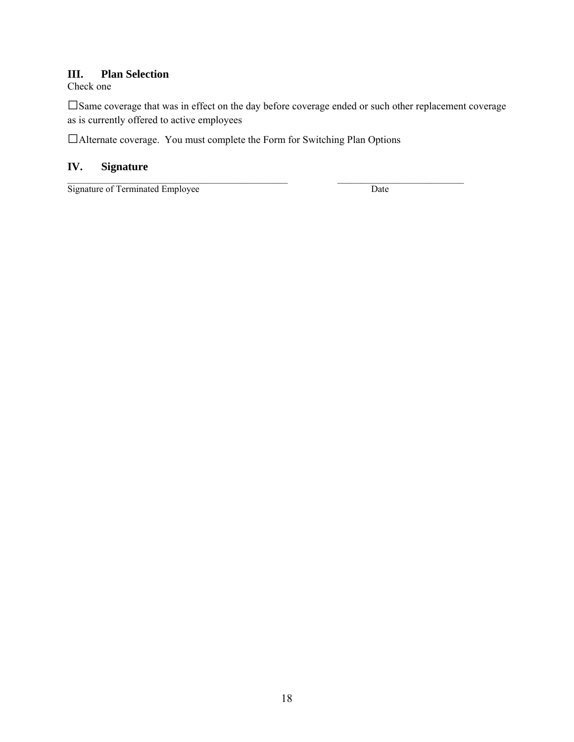## III. Plan Selection

Check one

☐Same coverage that was in effect on the day before coverage ended or such other replacement coverage as is currently offered to active employees

☐Alternate coverage. You must complete the Form for Switching Plan Options

## IV. Signature

_______________________________________________ ___________________________

Signature of Terminated Employee Date